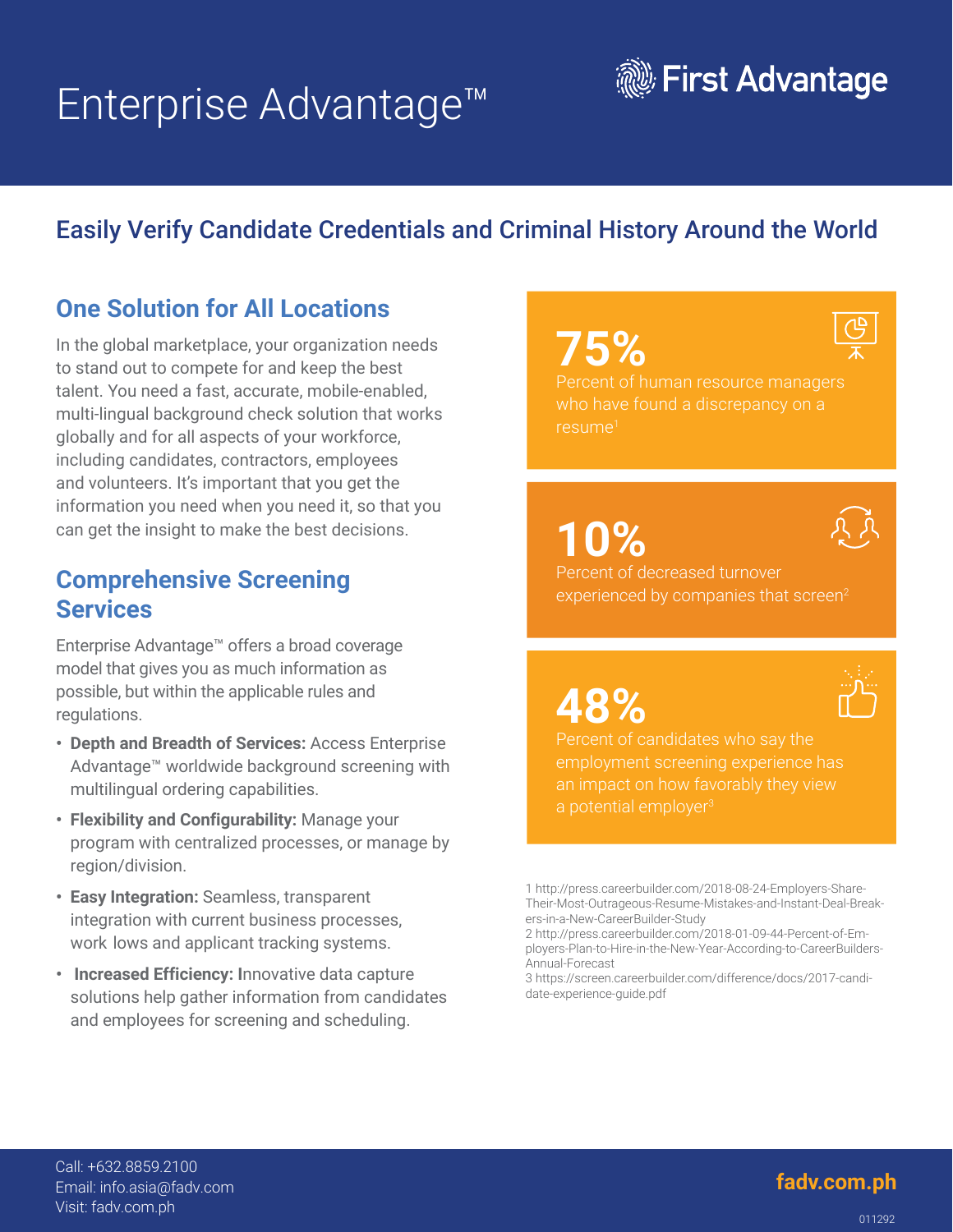# Enterprise Advantage™

First Advantage

## Easily Verify Candidate Credentials and Criminal History Around the World

### One Solution for All Locations

In the global marketplace, your organization needs to stand out to compete for and keep the best talent. You need a fast, accurate, mobile-enabled, multi-lingual background check solution that works globally and for all aspects of your workforce, including candidates, contractors, employees and volunteers. It's important that you get the information you need when you need it, so that you can get the insight to make the best decisions.

### Comprehensive Screening Services

Enterprise Advantage™ offers a broad coverage model that gives you as much information as possible, but within the applicable rules and regulations.

- **Depth and Breadth of Services:** Access Enterprise Advantage™ worldwide background screening with multilingual ordering capabilities.
- **Flexibility and Configurability:** Manage your program with centralized processes, or manage by region/division.
- **Easy Integration:** Seamless, transparent integration with current business processes, work lows and applicant tracking systems.
- **Increased Efficiency:** Innovative data capture solutions help gather information from candidates and employees for screening and scheduling.

**75%**
Percent of human resource managers who have found a discrepancy on a resume[1]

**10%**
Percent of decreased turnover experienced by companies that screen[2]

**48%**
Percent of candidates who say the employment screening experience has an impact on how favorably they view a potential employer[3]

1 http://press.careerbuilder.com/2018-08-24-Employers-Share-Their-Most-Outrageous-Resume-Mistakes-and-Instant-Deal-Breakers-in-a-New-CareerBuilder-Study
2 http://press.careerbuilder.com/2018-01-09-44-Percent-of-Employers-Plan-to-Hire-in-the-New-Year-According-to-CareerBuilders-Annual-Forecast
3 https://screen.careerbuilder.com/difference/docs/2017-candidate-experience-guide.pdf

Call: +632.8859.2100
Email: info.asia@fadv.com
Visit: fadv.com.ph

fadv.com.ph

011292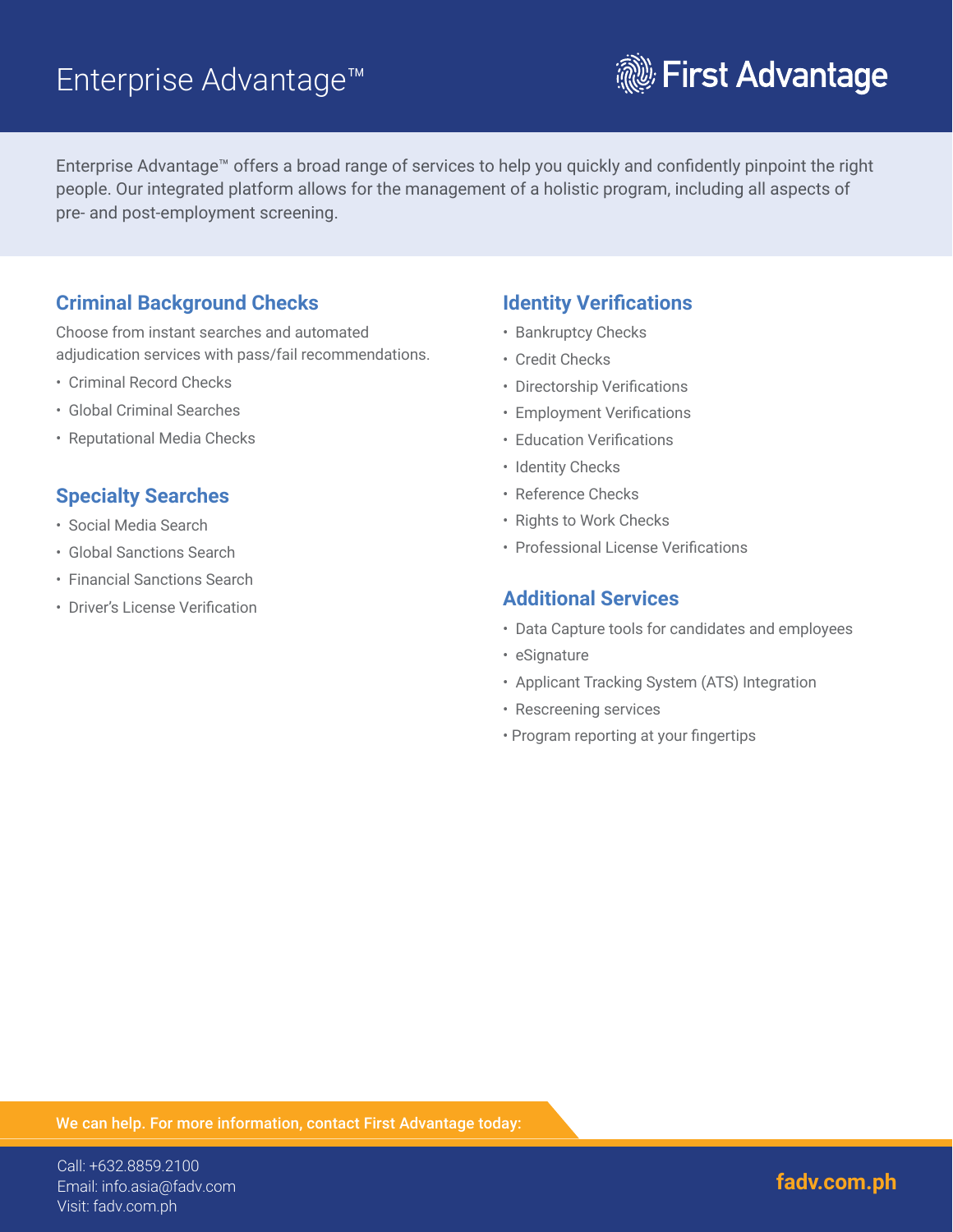# Enterprise Advantage™

First Advantage

Enterprise Advantage™ offers a broad range of services to help you quickly and confidently pinpoint the right people. Our integrated platform allows for the management of a holistic program, including all aspects of pre- and post-employment screening.

## Criminal Background Checks

Choose from instant searches and automated adjudication services with pass/fail recommendations.

- Criminal Record Checks
- Global Criminal Searches
- Reputational Media Checks

## Specialty Searches

- Social Media Search
- Global Sanctions Search
- Financial Sanctions Search
- Driver's License Verification

## Identity Verifications

- Bankruptcy Checks
- Credit Checks
- Directorship Verifications
- Employment Verifications
- Education Verifications
- Identity Checks
- Reference Checks
- Rights to Work Checks
- Professional License Verifications

## Additional Services

- Data Capture tools for candidates and employees
- eSignature
- Applicant Tracking System (ATS) Integration
- Rescreening services
- Program reporting at your fingertips

**We can help. For more information, contact First Advantage today:**

Call: +632.8859.2100
Email: info.asia@fadv.com
Visit: fadv.com.ph

**fadv.com.ph**